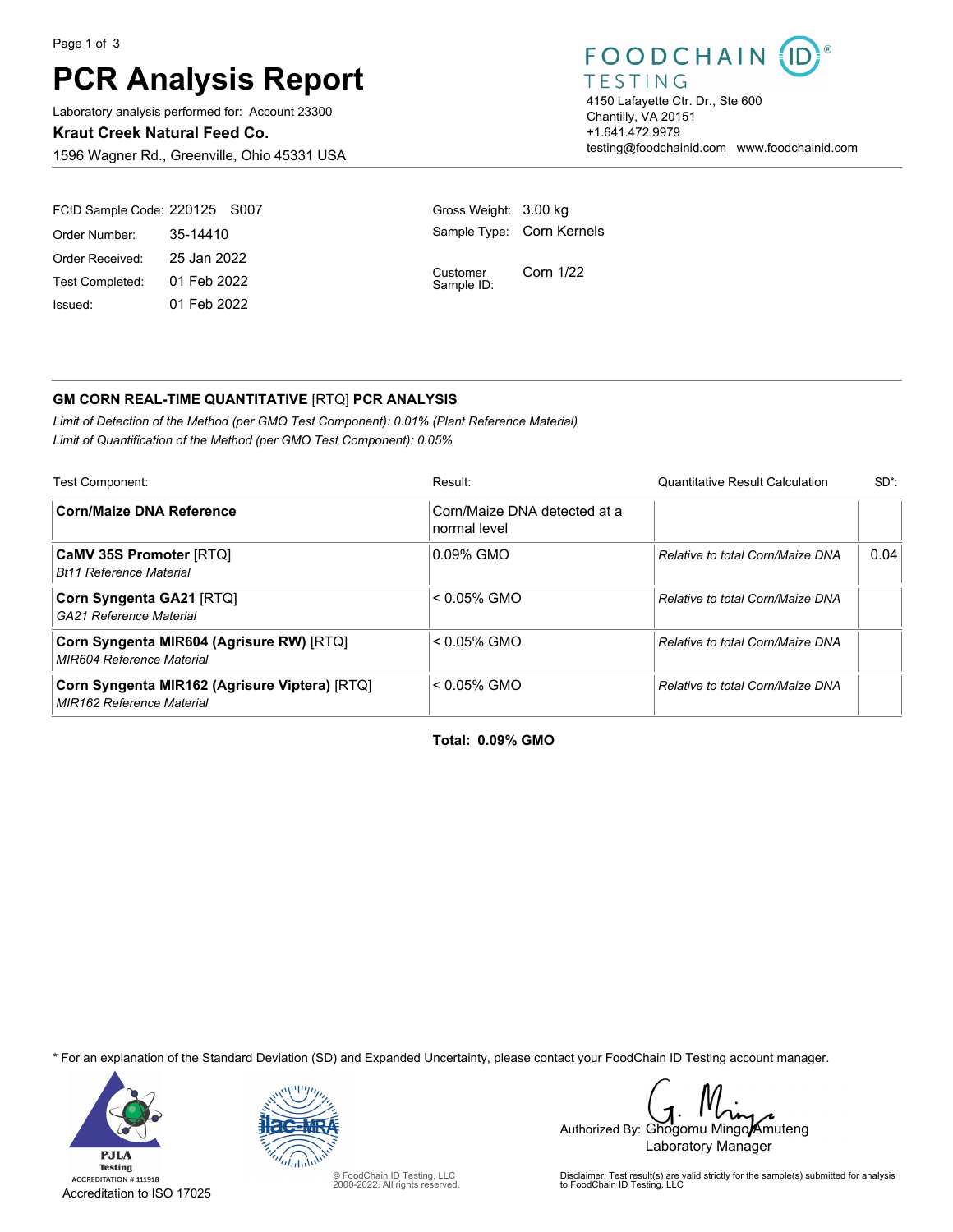# PCR Analysis Report

Laboratory analysis performed for: Account 23300

**Kraut Creek Natural Feed Co.**

1596 Wagner Rd., Greenville, Ohio 45331 USA

FOODCHAIN ID TESTING

4150 Lafayette Ctr. Dr., Ste 600
Chantilly, VA 20151
+1.641.472.9979
testing@foodchainid.com www.foodchainid.com

| | | | |
|---|---|---|---|
| FCID Sample Code: | 220125 S007 | Gross Weight: | 3.00 kg |
| Order Number: | 35-14410 | Sample Type: | Corn Kernels |
| Order Received: | 25 Jan 2022 | Customer Sample ID: | Corn 1/22 |
| Test Completed: | 01 Feb 2022 | | |
| Issued: | 01 Feb 2022 | | |

## GM CORN REAL-TIME QUANTITATIVE [RTQ] PCR ANALYSIS

*Limit of Detection of the Method (per GMO Test Component): 0.01% (Plant Reference Material)*
*Limit of Quantification of the Method (per GMO Test Component): 0.05%*

| Test Component: | Result: | Quantitative Result Calculation | SD*: |
|---|---|---|---|
| **Corn/Maize DNA Reference** | Corn/Maize DNA detected at a normal level | | |
| **CaMV 35S Promoter** [RTQ] *Bt11 Reference Material* | 0.09% GMO | *Relative to total Corn/Maize DNA* | 0.04 |
| **Corn Syngenta GA21** [RTQ] *GA21 Reference Material* | < 0.05% GMO | *Relative to total Corn/Maize DNA* | |
| **Corn Syngenta MIR604 (Agrisure RW)** [RTQ] *MIR604 Reference Material* | < 0.05% GMO | *Relative to total Corn/Maize DNA* | |
| **Corn Syngenta MIR162 (Agrisure Viptera)** [RTQ] *MIR162 Reference Material* | < 0.05% GMO | *Relative to total Corn/Maize DNA* | |

**Total: 0.09% GMO**

* For an explanation of the Standard Deviation (SD) and Expanded Uncertainty, please contact your FoodChain ID Testing account manager.

PJLA Testing ACCREDITATION # 111918
Accreditation to ISO 17025

© FoodChain ID Testing, LLC 2000-2022. All rights reserved.

Authorized By: Ghogomu Mingo Amuteng
Laboratory Manager

Disclaimer: Test result(s) are valid strictly for the sample(s) submitted for analysis to FoodChain ID Testing, LLC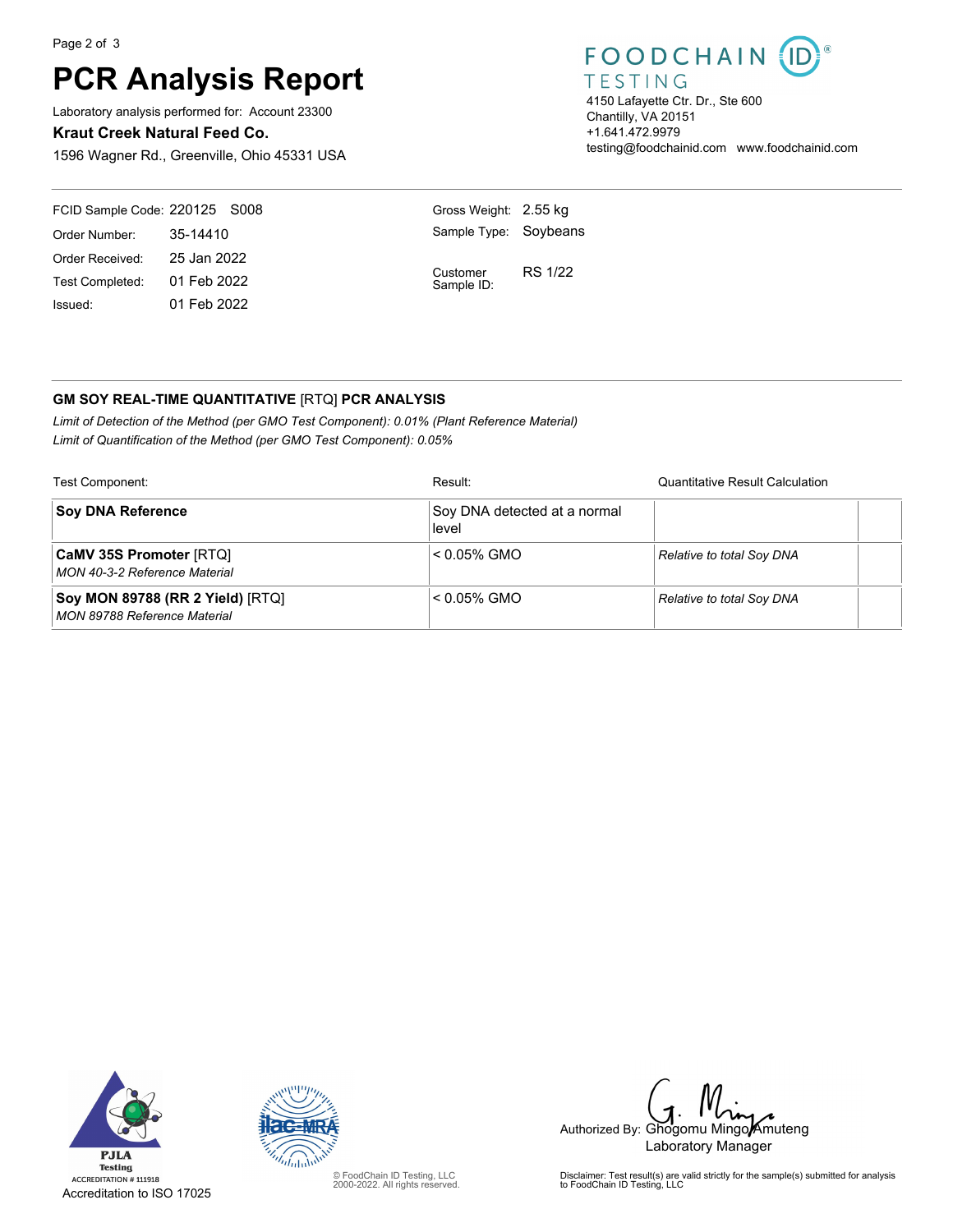# PCR Analysis Report

Laboratory analysis performed for: Account 23300

**Kraut Creek Natural Feed Co.**

1596 Wagner Rd., Greenville, Ohio 45331 USA

FOODCHAIN ID TESTING

4150 Lafayette Ctr. Dr., Ste 600
Chantilly, VA 20151
+1.641.472.9979
testing@foodchainid.com www.foodchainid.com

| | | | |
|---|---|---|---|
| FCID Sample Code: | 220125 S008 | Gross Weight: | 2.55 kg |
| Order Number: | 35-14410 | Sample Type: | Soybeans |
| Order Received: | 25 Jan 2022 | Customer Sample ID: | RS 1/22 |
| Test Completed: | 01 Feb 2022 | | |
| Issued: | 01 Feb 2022 | | |

## GM SOY REAL-TIME QUANTITATIVE [RTQ] PCR ANALYSIS

*Limit of Detection of the Method (per GMO Test Component): 0.01% (Plant Reference Material)*

*Limit of Quantification of the Method (per GMO Test Component): 0.05%*

| Test Component: | Result: | Quantitative Result Calculation |
|---|---|---|
| **Soy DNA Reference** | Soy DNA detected at a normal level | |
| **CaMV 35S Promoter** [RTQ]<br>*MON 40-3-2 Reference Material* | < 0.05% GMO | *Relative to total Soy DNA* |
| **Soy MON 89788 (RR 2 Yield)** [RTQ]<br>*MON 89788 Reference Material* | < 0.05% GMO | *Relative to total Soy DNA* |

PJLA Testing ACCREDITATION # 111918

Accreditation to ISO 17025

© FoodChain ID Testing, LLC 2000-2022. All rights reserved.

Authorized By: Ghogomu Mingo Amuteng
Laboratory Manager

Disclaimer: Test result(s) are valid strictly for the sample(s) submitted for analysis to FoodChain ID Testing, LLC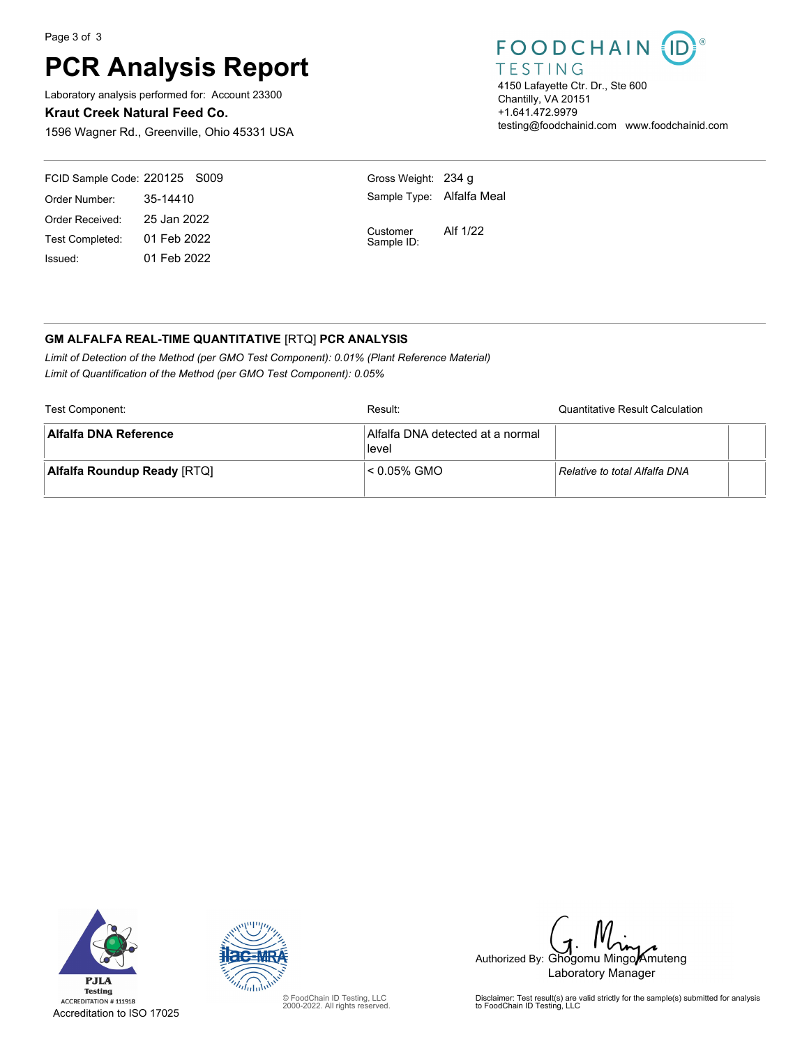# PCR Analysis Report

Laboratory analysis performed for: Account 23300

**Kraut Creek Natural Feed Co.**

1596 Wagner Rd., Greenville, Ohio 45331 USA

FOODCHAIN ID TESTING

4150 Lafayette Ctr. Dr., Ste 600
Chantilly, VA 20151
+1.641.472.9979
testing@foodchainid.com www.foodchainid.com

| | | | |
|---|---|---|---|
| FCID Sample Code: | 220125 S009 | Gross Weight: | 234 g |
| Order Number: | 35-14410 | Sample Type: | Alfalfa Meal |
| Order Received: | 25 Jan 2022 | Customer Sample ID: | Alf 1/22 |
| Test Completed: | 01 Feb 2022 | | |
| Issued: | 01 Feb 2022 | | |

## GM ALFALFA REAL-TIME QUANTITATIVE [RTQ] PCR ANALYSIS

*Limit of Detection of the Method (per GMO Test Component): 0.01% (Plant Reference Material)*

*Limit of Quantification of the Method (per GMO Test Component): 0.05%*

| Test Component: | Result: | Quantitative Result Calculation |
|---|---|---|
| **Alfalfa DNA Reference** | Alfalfa DNA detected at a normal level | |
| **Alfalfa Roundup Ready** [RTQ] | < 0.05% GMO | *Relative to total Alfalfa DNA* |

PJLA Testing ACCREDITATION # 111918

Accreditation to ISO 17025

© FoodChain ID Testing, LLC 2000-2022. All rights reserved.

Authorized By: Ghogomu Mingo Amuteng
Laboratory Manager

Disclaimer: Test result(s) are valid strictly for the sample(s) submitted for analysis to FoodChain ID Testing, LLC